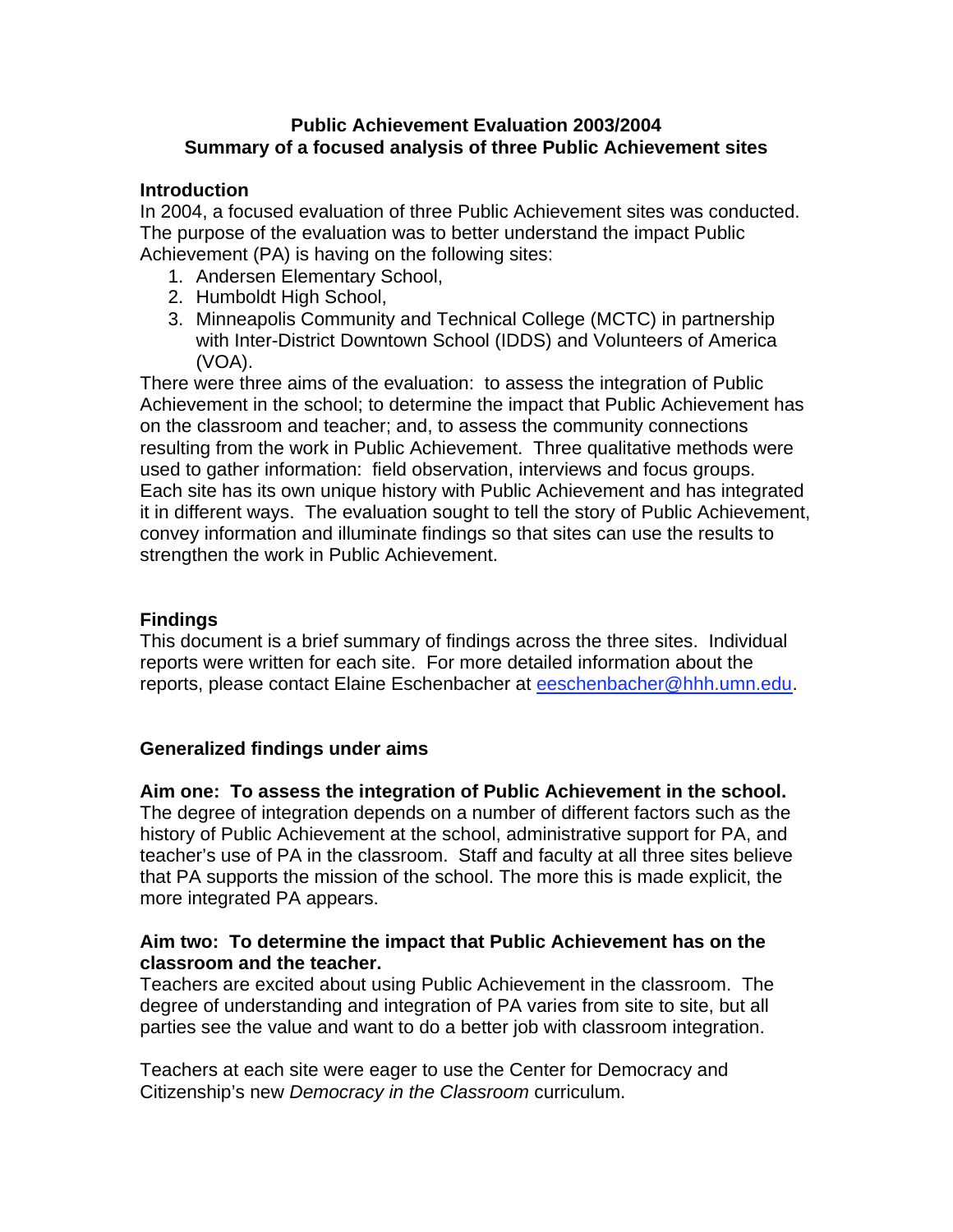# Public Achievement Evaluation 2003/2004
## Summary of a focused analysis of three Public Achievement sites

### Introduction

In 2004, a focused evaluation of three Public Achievement sites was conducted. The purpose of the evaluation was to better understand the impact Public Achievement (PA) is having on the following sites:

1. Andersen Elementary School,
2. Humboldt High School,
3. Minneapolis Community and Technical College (MCTC) in partnership with Inter-District Downtown School (IDDS) and Volunteers of America (VOA).

There were three aims of the evaluation: to assess the integration of Public Achievement in the school; to determine the impact that Public Achievement has on the classroom and teacher; and, to assess the community connections resulting from the work in Public Achievement. Three qualitative methods were used to gather information: field observation, interviews and focus groups. Each site has its own unique history with Public Achievement and has integrated it in different ways. The evaluation sought to tell the story of Public Achievement, convey information and illuminate findings so that sites can use the results to strengthen the work in Public Achievement.

### Findings

This document is a brief summary of findings across the three sites. Individual reports were written for each site. For more detailed information about the reports, please contact Elaine Eschenbacher at eeschenbacher@hhh.umn.edu.

### Generalized findings under aims

**Aim one: To assess the integration of Public Achievement in the school.**

The degree of integration depends on a number of different factors such as the history of Public Achievement at the school, administrative support for PA, and teacher's use of PA in the classroom. Staff and faculty at all three sites believe that PA supports the mission of the school. The more this is made explicit, the more integrated PA appears.

**Aim two: To determine the impact that Public Achievement has on the classroom and the teacher.**

Teachers are excited about using Public Achievement in the classroom. The degree of understanding and integration of PA varies from site to site, but all parties see the value and want to do a better job with classroom integration.

Teachers at each site were eager to use the Center for Democracy and Citizenship's new *Democracy in the Classroom* curriculum.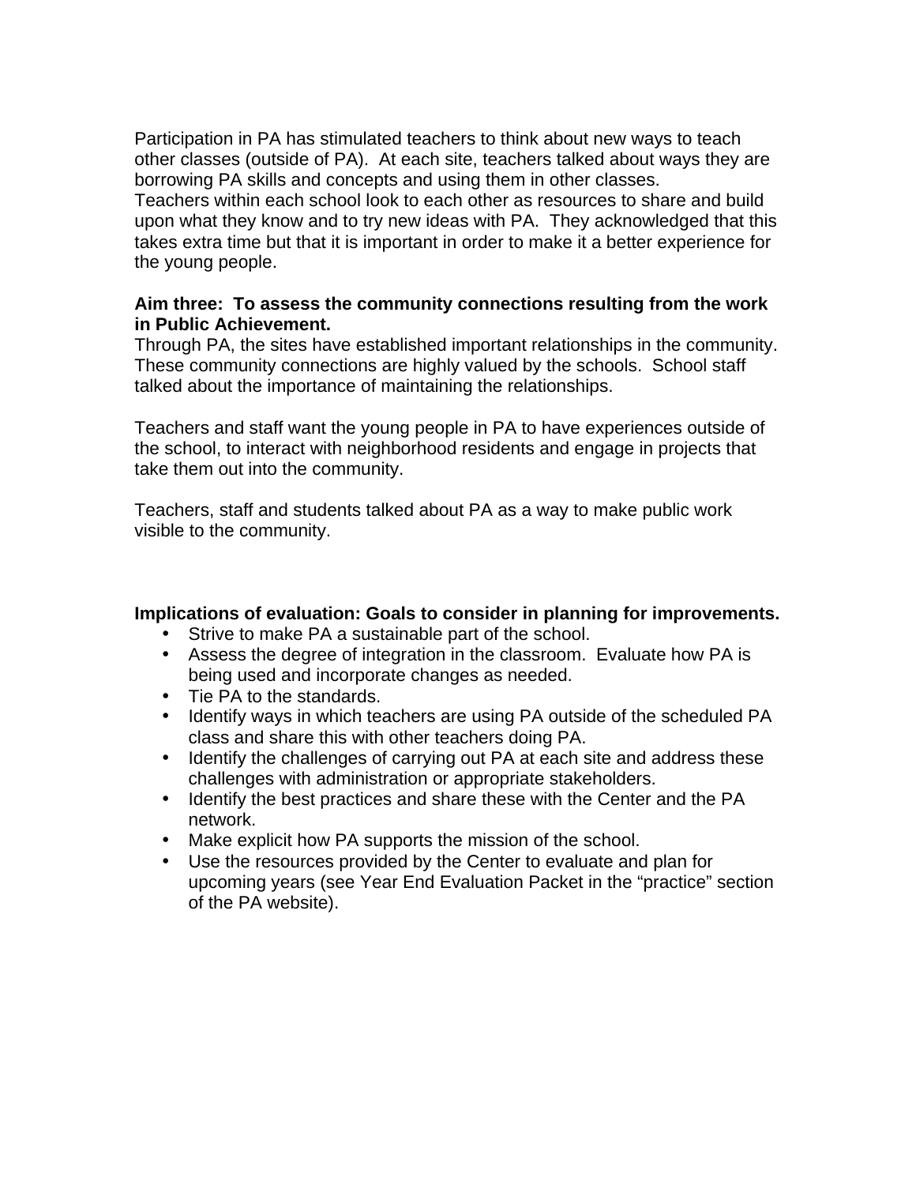Participation in PA has stimulated teachers to think about new ways to teach other classes (outside of PA). At each site, teachers talked about ways they are borrowing PA skills and concepts and using them in other classes.
Teachers within each school look to each other as resources to share and build upon what they know and to try new ideas with PA. They acknowledged that this takes extra time but that it is important in order to make it a better experience for the young people.

**Aim three: To assess the community connections resulting from the work in Public Achievement.**
Through PA, the sites have established important relationships in the community. These community connections are highly valued by the schools. School staff talked about the importance of maintaining the relationships.

Teachers and staff want the young people in PA to have experiences outside of the school, to interact with neighborhood residents and engage in projects that take them out into the community.

Teachers, staff and students talked about PA as a way to make public work visible to the community.

**Implications of evaluation: Goals to consider in planning for improvements.**

- Strive to make PA a sustainable part of the school.
- Assess the degree of integration in the classroom. Evaluate how PA is being used and incorporate changes as needed.
- Tie PA to the standards.
- Identify ways in which teachers are using PA outside of the scheduled PA class and share this with other teachers doing PA.
- Identify the challenges of carrying out PA at each site and address these challenges with administration or appropriate stakeholders.
- Identify the best practices and share these with the Center and the PA network.
- Make explicit how PA supports the mission of the school.
- Use the resources provided by the Center to evaluate and plan for upcoming years (see Year End Evaluation Packet in the "practice" section of the PA website).